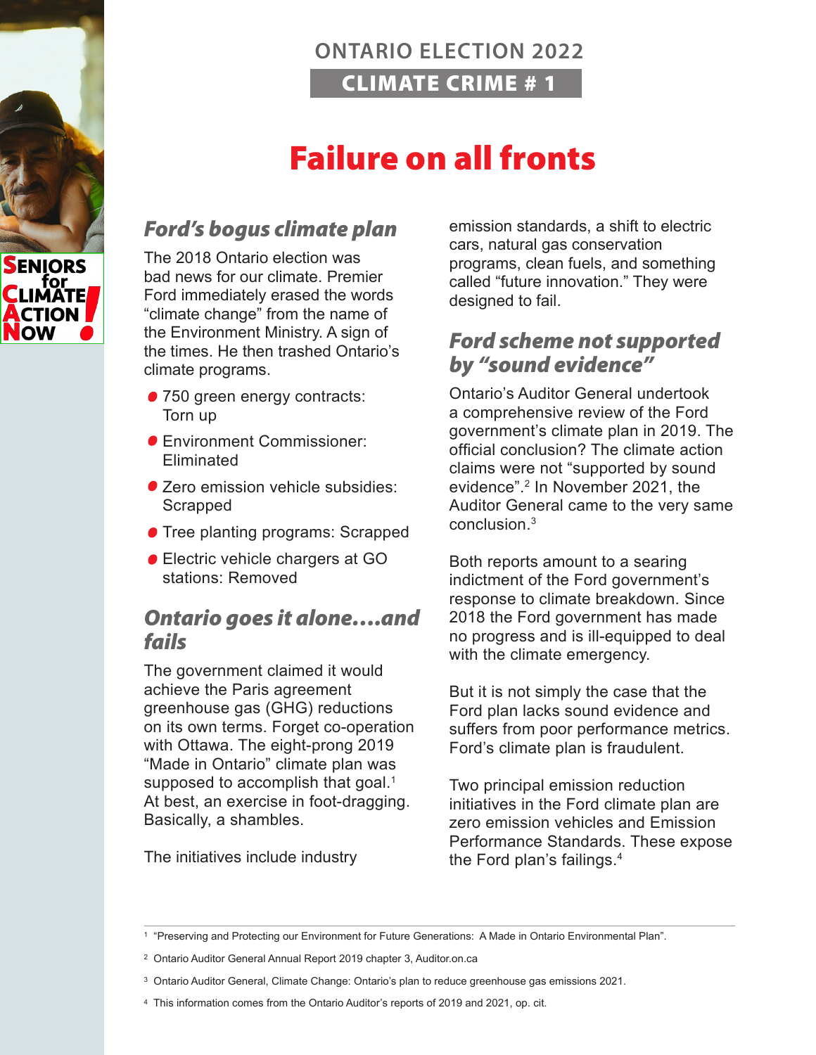ONTARIO ELECTION 2022

CLIMATE CRIME # 1

# Failure on all fronts

SENIORS for CLIMATE ACTION NOW!

## *Ford's bogus climate plan*

The 2018 Ontario election was bad news for our climate. Premier Ford immediately erased the words "climate change" from the name of the Environment Ministry. A sign of the times. He then trashed Ontario's climate programs.

- 750 green energy contracts: Torn up
- Environment Commissioner: Eliminated
- Zero emission vehicle subsidies: Scrapped
- Tree planting programs: Scrapped
- Electric vehicle chargers at GO stations: Removed

## *Ontario goes it alone....and fails*

The government claimed it would achieve the Paris agreement greenhouse gas (GHG) reductions on its own terms. Forget co-operation with Ottawa. The eight-prong 2019 "Made in Ontario" climate plan was supposed to accomplish that goal.[1] At best, an exercise in foot-dragging. Basically, a shambles.

The initiatives include industry emission standards, a shift to electric cars, natural gas conservation programs, clean fuels, and something called "future innovation." They were designed to fail.

## *Ford scheme not supported by "sound evidence"*

Ontario's Auditor General undertook a comprehensive review of the Ford government's climate plan in 2019. The official conclusion? The climate action claims were not "supported by sound evidence".[2] In November 2021, the Auditor General came to the very same conclusion.[3]

Both reports amount to a searing indictment of the Ford government's response to climate breakdown. Since 2018 the Ford government has made no progress and is ill-equipped to deal with the climate emergency.

But it is not simply the case that the Ford plan lacks sound evidence and suffers from poor performance metrics. Ford's climate plan is fraudulent.

Two principal emission reduction initiatives in the Ford climate plan are zero emission vehicles and Emission Performance Standards. These expose the Ford plan's failings.[4]

---

[1] "Preserving and Protecting our Environment for Future Generations: A Made in Ontario Environmental Plan".

[2] Ontario Auditor General Annual Report 2019 chapter 3, Auditor.on.ca

[3] Ontario Auditor General, Climate Change: Ontario's plan to reduce greenhouse gas emissions 2021.

[4] This information comes from the Ontario Auditor's reports of 2019 and 2021, op. cit.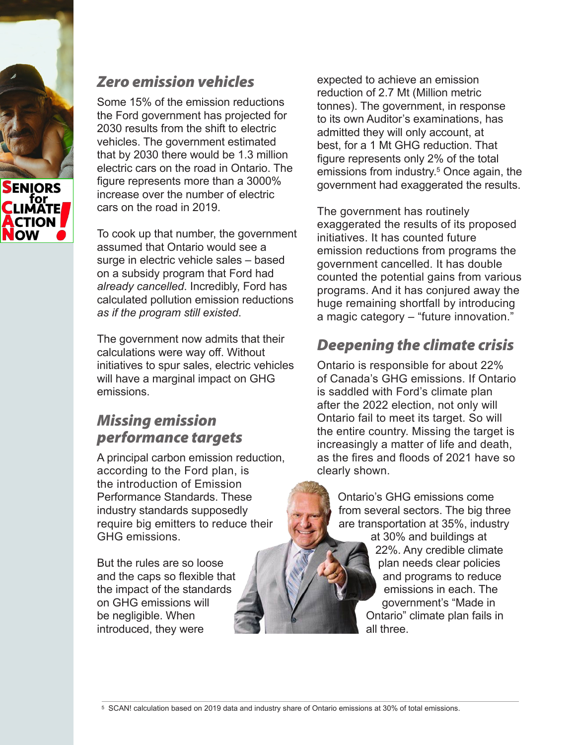## *Zero emission vehicles*

Some 15% of the emission reductions the Ford government has projected for 2030 results from the shift to electric vehicles. The government estimated that by 2030 there would be 1.3 million electric cars on the road in Ontario. The figure represents more than a 3000% increase over the number of electric cars on the road in 2019.

To cook up that number, the government assumed that Ontario would see a surge in electric vehicle sales – based on a subsidy program that Ford had *already cancelled*. Incredibly, Ford has calculated pollution emission reductions *as if the program still existed*.

The government now admits that their calculations were way off. Without initiatives to spur sales, electric vehicles will have a marginal impact on GHG emissions.

## *Missing emission performance targets*

A principal carbon emission reduction, according to the Ford plan, is the introduction of Emission Performance Standards. These industry standards supposedly require big emitters to reduce their GHG emissions.

But the rules are so loose and the caps so flexible that the impact of the standards on GHG emissions will be negligible. When introduced, they were expected to achieve an emission reduction of 2.7 Mt (Million metric tonnes). The government, in response to its own Auditor's examinations, has admitted they will only account, at best, for a 1 Mt GHG reduction. That figure represents only 2% of the total emissions from industry.[5] Once again, the government had exaggerated the results.

The government has routinely exaggerated the results of its proposed initiatives. It has counted future emission reductions from programs the government cancelled. It has double counted the potential gains from various programs. And it has conjured away the huge remaining shortfall by introducing a magic category – "future innovation."

## *Deepening the climate crisis*

Ontario is responsible for about 22% of Canada's GHG emissions. If Ontario is saddled with Ford's climate plan after the 2022 election, not only will Ontario fail to meet its target. So will the entire country. Missing the target is increasingly a matter of life and death, as the fires and floods of 2021 have so clearly shown.

Ontario's GHG emissions come from several sectors. The big three are transportation at 35%, industry at 30% and buildings at 22%. Any credible climate plan needs clear policies and programs to reduce emissions in each. The government's "Made in Ontario" climate plan fails in all three.

[5] SCAN! calculation based on 2019 data and industry share of Ontario emissions at 30% of total emissions.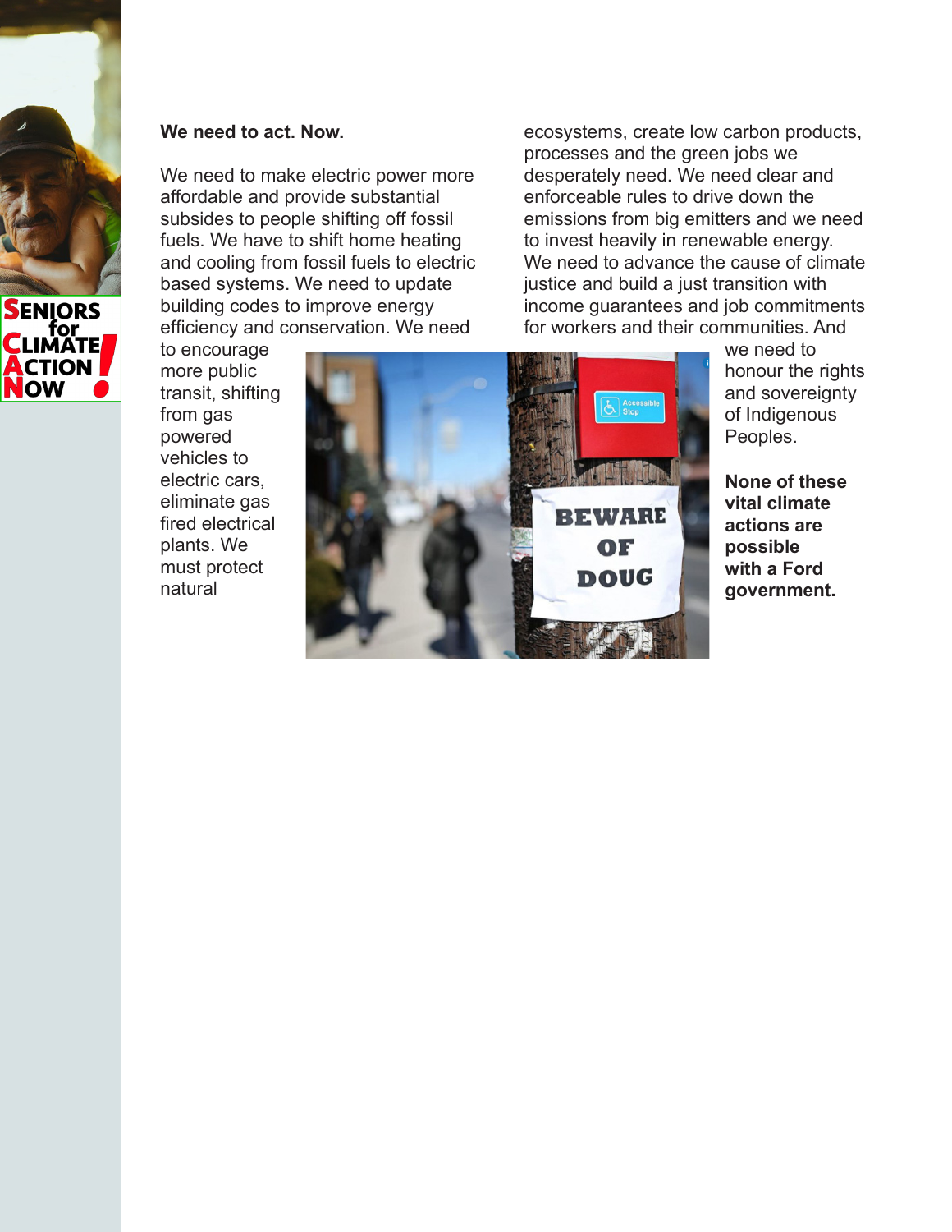**We need to act. Now.**

We need to make electric power more affordable and provide substantial subsides to people shifting off fossil fuels. We have to shift home heating and cooling from fossil fuels to electric based systems. We need to update building codes to improve energy efficiency and conservation. We need to encourage more public transit, shifting from gas powered vehicles to electric cars, eliminate gas fired electrical plants. We must protect natural ecosystems, create low carbon products, processes and the green jobs we desperately need. We need clear and enforceable rules to drive down the emissions from big emitters and we need to invest heavily in renewable energy. We need to advance the cause of climate justice and build a just transition with income guarantees and job commitments for workers and their communities. And we need to honour the rights and sovereignty of Indigenous Peoples.

**None of these vital climate actions are possible with a Ford government.**